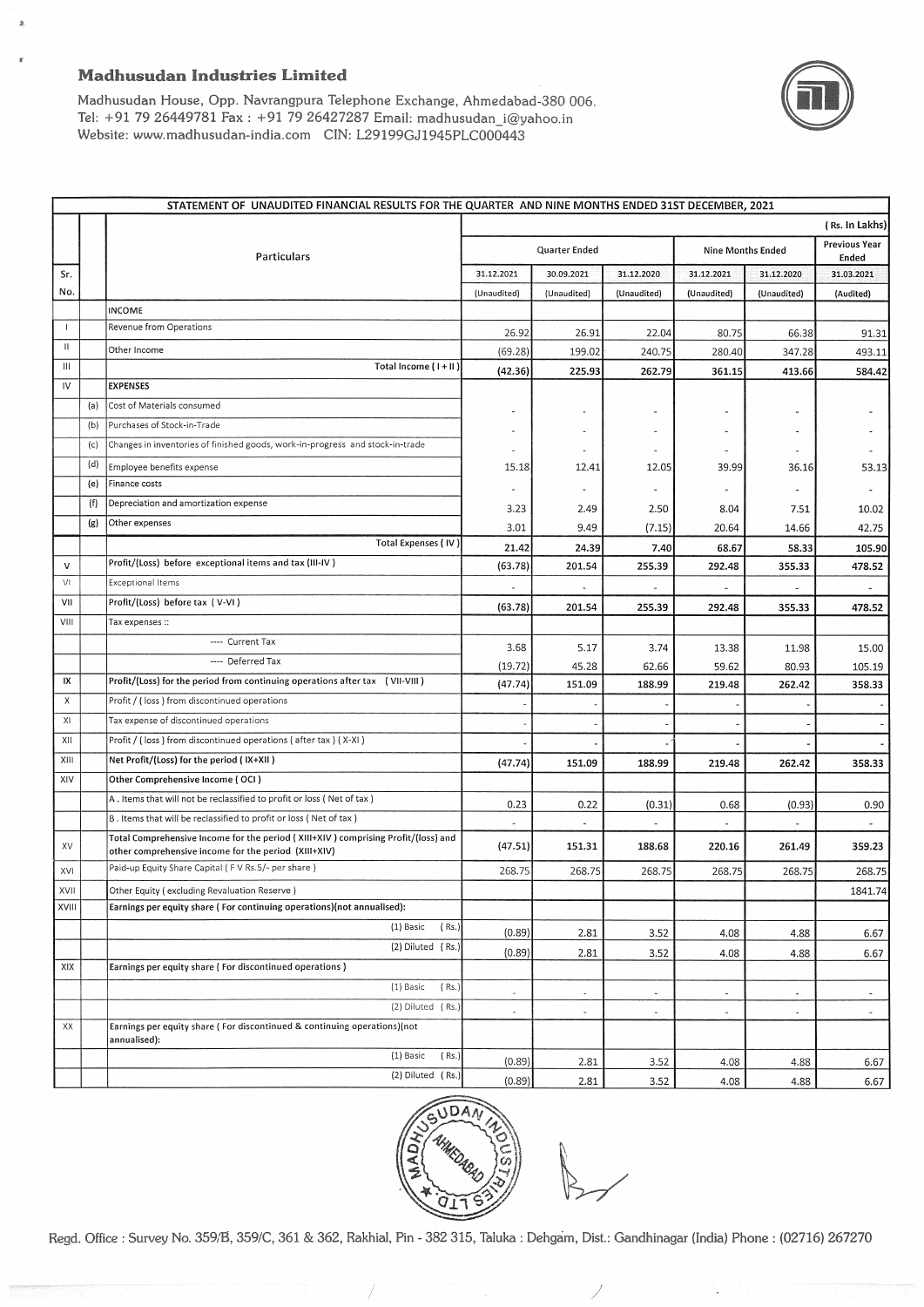# Madhusudan Industries Limited

Madhusudan House, Opp. Navrangpura Telephone Exchange, Ahmedabad-380 006.
Tel: +91 79 26449781 Fax : +91 79 26427287 Email: madhusudan_i@yahoo.in
Website: www.madhusudan-india.com CIN: L29199GJ1945PLC000443

## STATEMENT OF UNAUDITED FINANCIAL RESULTS FOR THE QUARTER AND NINE MONTHS ENDED 31ST DECEMBER, 2021

(Rs. In Lakhs)

| Sr. No. | | Particulars | Quarter Ended | | | Nine Months Ended | | Previous Year Ended |
|---|---|---|---|---|---|---|---|---|
| | | | 31.12.2021 | 30.09.2021 | 31.12.2020 | 31.12.2021 | 31.12.2020 | 31.03.2021 |
| | | | (Unaudited) | (Unaudited) | (Unaudited) | (Unaudited) | (Unaudited) | (Audited) |
| | | **INCOME** | | | | | | |
| I | | Revenue from Operations | 26.92 | 26.91 | 22.04 | 80.75 | 66.38 | 91.31 |
| II | | Other Income | (69.28) | 199.02 | 240.75 | 280.40 | 347.28 | 493.11 |
| III | | Total Income ( I + II ) | (42.36) | 225.93 | 262.79 | 361.15 | 413.66 | 584.42 |
| IV | | **EXPENSES** | | | | | | |
| | (a) | Cost of Materials consumed | - | - | - | - | - | - |
| | (b) | Purchases of Stock-in-Trade | - | - | - | - | - | - |
| | (c) | Changes in inventories of finished goods, work-in-progress and stock-in-trade | - | - | - | - | - | - |
| | (d) | Employee benefits expense | 15.18 | 12.41 | 12.05 | 39.99 | 36.16 | 53.13 |
| | (e) | Finance costs | - | - | - | - | - | - |
| | (f) | Depreciation and amortization expense | 3.23 | 2.49 | 2.50 | 8.04 | 7.51 | 10.02 |
| | (g) | Other expenses | 3.01 | 9.49 | (7.15) | 20.64 | 14.66 | 42.75 |
| | | Total Expenses ( IV ) | 21.42 | 24.39 | 7.40 | 68.67 | 58.33 | 105.90 |
| V | | Profit/(Loss) before exceptional items and tax (III-IV ) | (63.78) | 201.54 | 255.39 | 292.48 | 355.33 | 478.52 |
| VI | | Exceptional Items | - | - | - | - | - | - |
| VII | | Profit/(Loss) before tax ( V-VI ) | (63.78) | 201.54 | 255.39 | 292.48 | 355.33 | 478.52 |
| VIII | | Tax expenses :: | | | | | | |
| | | ---- Current Tax | 3.68 | 5.17 | 3.74 | 13.38 | 11.98 | 15.00 |
| | | ---- Deferred Tax | (19.72) | 45.28 | 62.66 | 59.62 | 80.93 | 105.19 |
| IX | | Profit/(Loss) for the period from continuing operations after tax ( VII-VIII ) | (47.74) | 151.09 | 188.99 | 219.48 | 262.42 | 358.33 |
| X | | Profit / ( loss ) from discontinued operations | - | - | - | - | - | - |
| XI | | Tax expense of discontinued operations | - | - | - | - | - | - |
| XII | | Profit / ( loss ) from discontinued operations ( after tax ) ( X-XI ) | - | - | - | - | - | - |
| XIII | | Net Profit/(Loss) for the period ( IX+XII ) | (47.74) | 151.09 | 188.99 | 219.48 | 262.42 | 358.33 |
| XIV | | Other Comprehensive Income ( OCI ) | | | | | | |
| | | A . Items that will not be reclassified to profit or loss ( Net of tax ) | 0.23 | 0.22 | (0.31) | 0.68 | (0.93) | 0.90 |
| | | B . Items that will be reclassified to profit or loss ( Net of tax ) | - | - | - | - | - | - |
| XV | | Total Comprehensive Income for the period ( XIII+XIV ) comprising Profit/(loss) and other comprehensive income for the period (XIII+XIV) | (47.51) | 151.31 | 188.68 | 220.16 | 261.49 | 359.23 |
| XVI | | Paid-up Equity Share Capital ( F V Rs.5/- per share ) | 268.75 | 268.75 | 268.75 | 268.75 | 268.75 | 268.75 |
| XVII | | Other Equity ( excluding Revaluation Reserve ) | | | | | | 1841.74 |
| XVIII | | Earnings per equity share ( For continuing operations)(not annualised): | | | | | | |
| | | (1) Basic ( Rs.) | (0.89) | 2.81 | 3.52 | 4.08 | 4.88 | 6.67 |
| | | (2) Diluted ( Rs.) | (0.89) | 2.81 | 3.52 | 4.08 | 4.88 | 6.67 |
| XIX | | Earnings per equity share ( For discontinued operations ) | | | | | | |
| | | (1) Basic ( Rs.) | - | - | - | - | - | - |
| | | (2) Diluted ( Rs.) | - | - | - | - | - | - |
| XX | | Earnings per equity share ( For discontinued & continuing operations)(not annualised): | | | | | | |
| | | (1) Basic ( Rs.) | (0.89) | 2.81 | 3.52 | 4.08 | 4.88 | 6.67 |
| | | (2) Diluted ( Rs.) | (0.89) | 2.81 | 3.52 | 4.08 | 4.88 | 6.67 |

Regd. Office : Survey No. 359/B, 359/C, 361 & 362, Rakhial, Pin - 382 315, Taluka : Dehgam, Dist.: Gandhinagar (India) Phone : (02716) 267270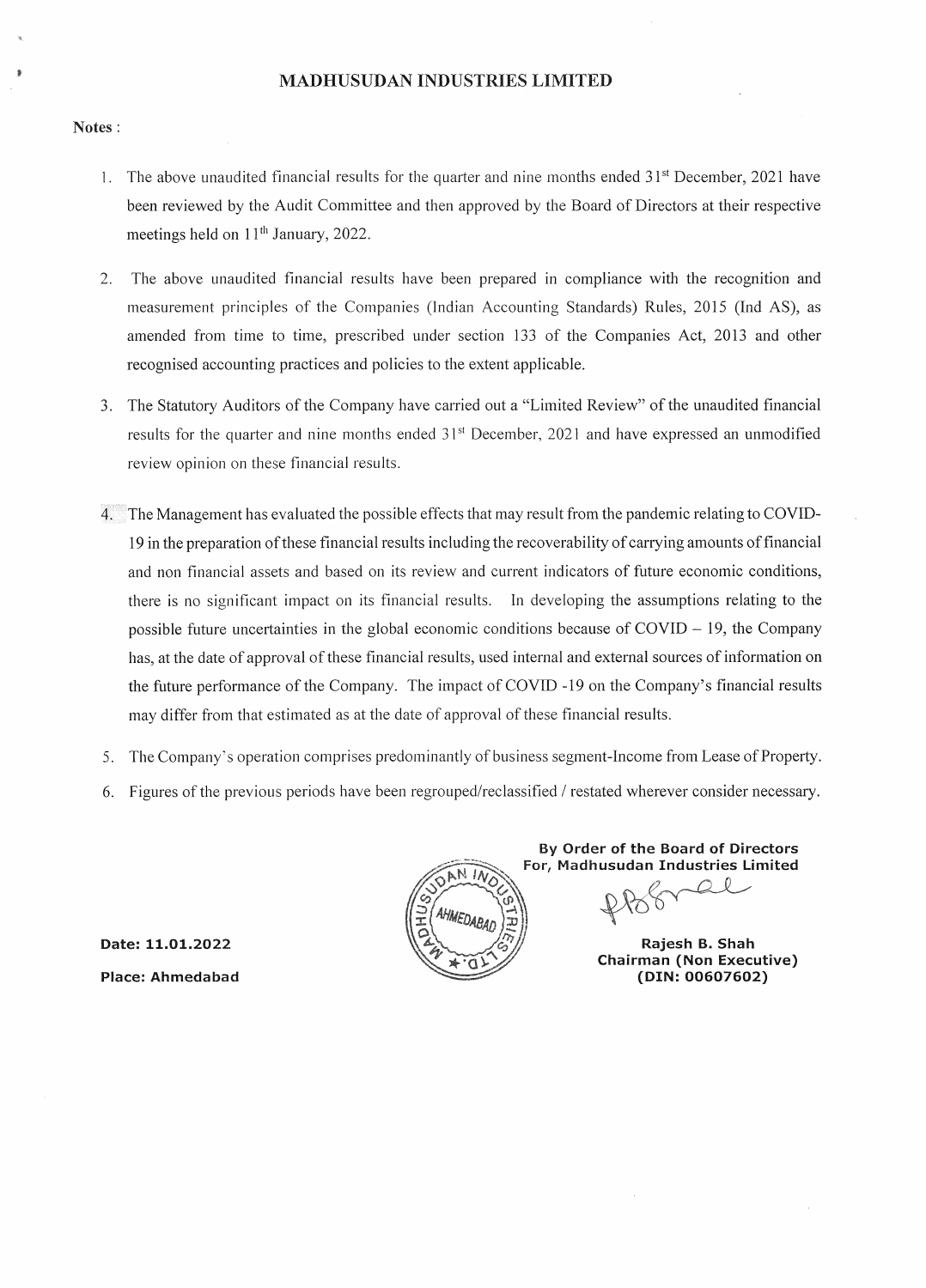# MADHUSUDAN INDUSTRIES LIMITED

**Notes** :

1. The above unaudited financial results for the quarter and nine months ended 31st December, 2021 have been reviewed by the Audit Committee and then approved by the Board of Directors at their respective meetings held on 11th January, 2022.

2. The above unaudited financial results have been prepared in compliance with the recognition and measurement principles of the Companies (Indian Accounting Standards) Rules, 2015 (Ind AS), as amended from time to time, prescribed under section 133 of the Companies Act, 2013 and other recognised accounting practices and policies to the extent applicable.

3. The Statutory Auditors of the Company have carried out a "Limited Review" of the unaudited financial results for the quarter and nine months ended 31st December, 2021 and have expressed an unmodified review opinion on these financial results.

4. The Management has evaluated the possible effects that may result from the pandemic relating to COVID-19 in the preparation of these financial results including the recoverability of carrying amounts of financial and non financial assets and based on its review and current indicators of future economic conditions, there is no significant impact on its financial results. In developing the assumptions relating to the possible future uncertainties in the global economic conditions because of COVID – 19, the Company has, at the date of approval of these financial results, used internal and external sources of information on the future performance of the Company. The impact of COVID -19 on the Company's financial results may differ from that estimated as at the date of approval of these financial results.

5. The Company's operation comprises predominantly of business segment-Income from Lease of Property.

6. Figures of the previous periods have been regrouped/reclassified / restated wherever consider necessary.

**By Order of the Board of Directors**
**For, Madhusudan Industries Limited**

**Rajesh B. Shah**
**Chairman (Non Executive)**
**(DIN: 00607602)**

**Date: 11.01.2022**

**Place: Ahmedabad**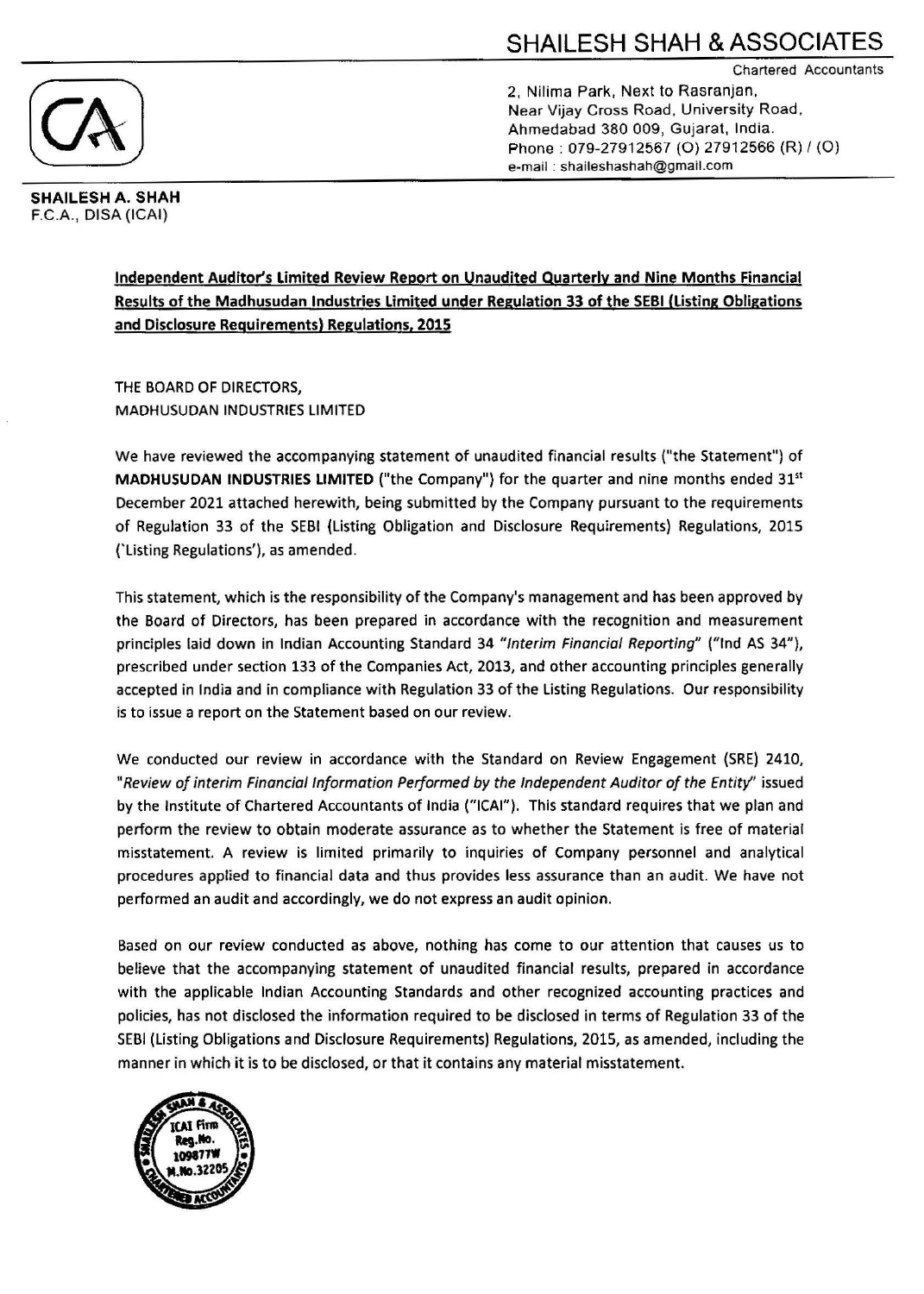# SHAILESH SHAH & ASSOCIATES

Chartered Accountants

2, Nilima Park, Next to Rasranjan,
Near Vijay Cross Road, University Road,
Ahmedabad 380 009, Gujarat, India.
Phone : 079-27912567 (O) 27912566 (R) / (O)
e-mail : shaileshashah@gmail.com

**SHAILESH A. SHAH**
F.C.A., DISA (ICAI)

**Independent Auditor's Limited Review Report on Unaudited Quarterly and Nine Months Financial Results of the Madhusudan Industries Limited under Regulation 33 of the SEBI (Listing Obligations and Disclosure Requirements) Regulations, 2015**

THE BOARD OF DIRECTORS,
MADHUSUDAN INDUSTRIES LIMITED

We have reviewed the accompanying statement of unaudited financial results ("the Statement") of **MADHUSUDAN INDUSTRIES LIMITED** ("the Company") for the quarter and nine months ended 31st December 2021 attached herewith, being submitted by the Company pursuant to the requirements of Regulation 33 of the SEBI (Listing Obligation and Disclosure Requirements) Regulations, 2015 ('Listing Regulations'), as amended.

This statement, which is the responsibility of the Company's management and has been approved by the Board of Directors, has been prepared in accordance with the recognition and measurement principles laid down in Indian Accounting Standard 34 "*Interim Financial Reporting*" ("Ind AS 34"), prescribed under section 133 of the Companies Act, 2013, and other accounting principles generally accepted in India and in compliance with Regulation 33 of the Listing Regulations. Our responsibility is to issue a report on the Statement based on our review.

We conducted our review in accordance with the Standard on Review Engagement (SRE) 2410, "*Review of interim Financial Information Performed by the Independent Auditor of the Entity*" issued by the Institute of Chartered Accountants of India ("ICAI"). This standard requires that we plan and perform the review to obtain moderate assurance as to whether the Statement is free of material misstatement. A review is limited primarily to inquiries of Company personnel and analytical procedures applied to financial data and thus provides less assurance than an audit. We have not performed an audit and accordingly, we do not express an audit opinion.

Based on our review conducted as above, nothing has come to our attention that causes us to believe that the accompanying statement of unaudited financial results, prepared in accordance with the applicable Indian Accounting Standards and other recognized accounting practices and policies, has not disclosed the information required to be disclosed in terms of Regulation 33 of the SEBI (Listing Obligations and Disclosure Requirements) Regulations, 2015, as amended, including the manner in which it is to be disclosed, or that it contains any material misstatement.

SHAILESH SHAH & ASSOCIATES CHARTERED ACCOUNTANTS
ICAI Firm Reg.No. 109877W
M.No.32205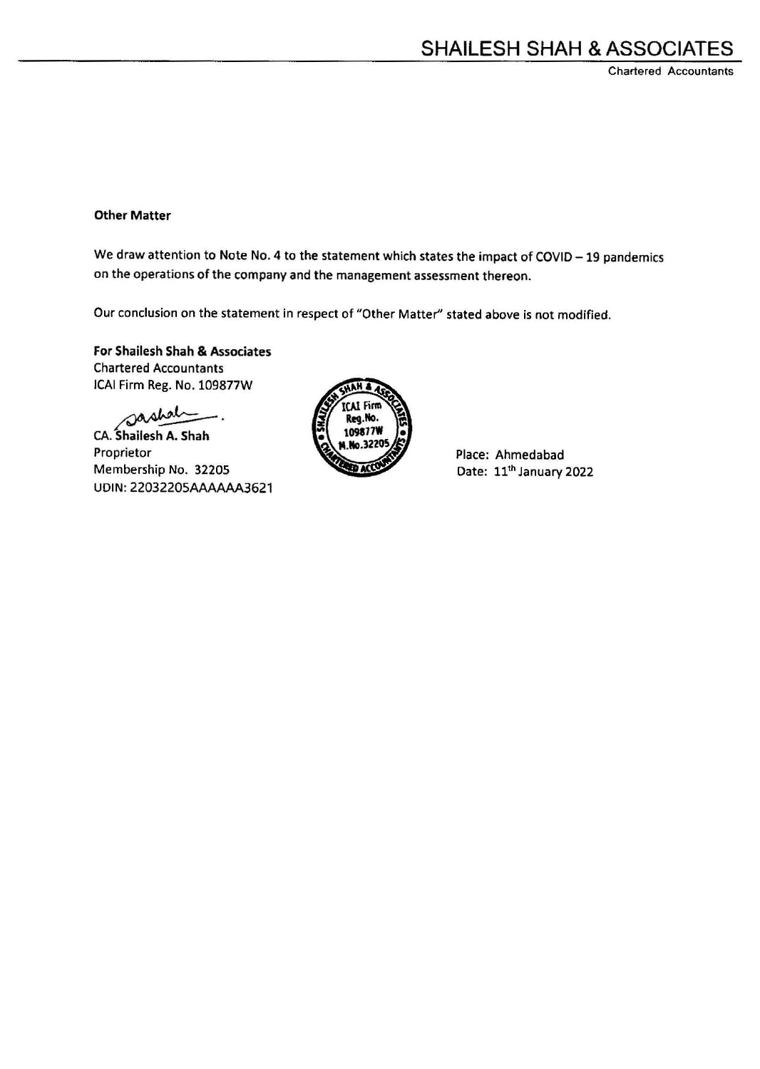**Other Matter**

We draw attention to Note No. 4 to the statement which states the impact of COVID – 19 pandemics on the operations of the company and the management assessment thereon.

Our conclusion on the statement in respect of "Other Matter" stated above is not modified.

**For Shailesh Shah & Associates**
Chartered Accountants
ICAI Firm Reg. No. 109877W

CA. **Shailesh A. Shah**
Proprietor
Membership No. 32205
UDIN: 22032205AAAAAA3621

Place: Ahmedabad
Date: 11th January 2022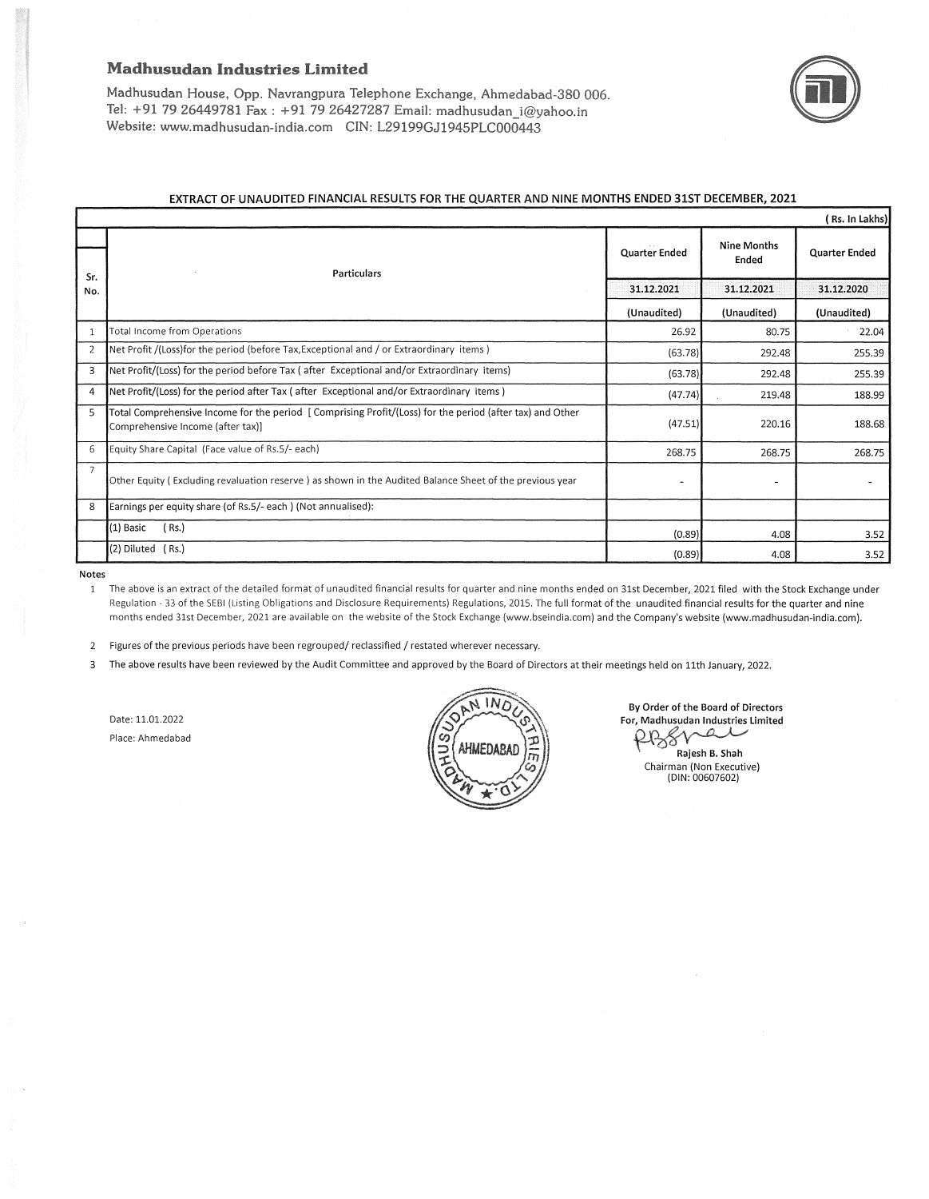# Madhusudan Industries Limited

Madhusudan House, Opp. Navrangpura Telephone Exchange, Ahmedabad-380 006.
Tel: +91 79 26449781 Fax : +91 79 26427287 Email: madhusudan_i@yahoo.in
Website: www.madhusudan-india.com CIN: L29199GJ1945PLC000443

## EXTRACT OF UNAUDITED FINANCIAL RESULTS FOR THE QUARTER AND NINE MONTHS ENDED 31ST DECEMBER, 2021

( Rs. In Lakhs)

| Sr. No. | Particulars | Quarter Ended | Nine Months Ended | Quarter Ended |
|---|---|---|---|---|
| | | 31.12.2021 | 31.12.2021 | 31.12.2020 |
| | | (Unaudited) | (Unaudited) | (Unaudited) |
| 1 | Total Income from Operations | 26.92 | 80.75 | 22.04 |
| 2 | Net Profit /(Loss)for the period (before Tax,Exceptional and / or Extraordinary items ) | (63.78) | 292.48 | 255.39 |
| 3 | Net Profit/(Loss) for the period before Tax ( after Exceptional and/or Extraordinary items) | (63.78) | 292.48 | 255.39 |
| 4 | Net Profit/(Loss) for the period after Tax ( after Exceptional and/or Extraordinary items ) | (47.74) | 219.48 | 188.99 |
| 5 | Total Comprehensive Income for the period [ Comprising Profit/(Loss) for the period (after tax) and Other Comprehensive Income (after tax)] | (47.51) | 220.16 | 188.68 |
| 6 | Equity Share Capital (Face value of Rs.5/- each) | 268.75 | 268.75 | 268.75 |
| 7 | Other Equity ( Excluding revaluation reserve ) as shown in the Audited Balance Sheet of the previous year | - | - | - |
| 8 | Earnings per equity share (of Rs.5/- each ) (Not annualised): | | | |
| | (1) Basic ( Rs.) | (0.89) | 4.08 | 3.52 |
| | (2) Diluted ( Rs.) | (0.89) | 4.08 | 3.52 |

Notes

1. The above is an extract of the detailed format of unaudited financial results for quarter and nine months ended on 31st December, 2021 filed with the Stock Exchange under Regulation - 33 of the SEBI (Listing Obligations and Disclosure Requirements) Regulations, 2015. The full format of the unaudited financial results for the quarter and nine months ended 31st December, 2021 are available on the website of the Stock Exchange (www.bseindia.com) and the Company's website (www.madhusudan-india.com).
2. Figures of the previous periods have been regrouped/ reclassified / restated wherever necessary.
3. The above results have been reviewed by the Audit Committee and approved by the Board of Directors at their meetings held on 11th January, 2022.

Date: 11.01.2022
Place: Ahmedabad

By Order of the Board of Directors
For, Madhusudan Industries Limited

Rajesh B. Shah
Chairman (Non Executive)
(DIN: 00607602)